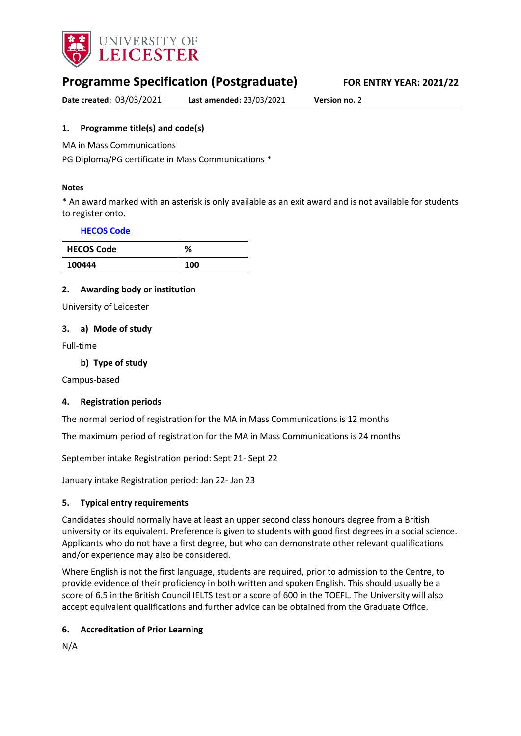UNIVERSITY OF LEICESTER

# Programme Specification (Postgraduate)

**FOR ENTRY YEAR: 2021/22**

**Date created:** 03/03/2021 **Last amended:** 23/03/2021 **Version no.** 2

## 1. Programme title(s) and code(s)

MA in Mass Communications

PG Diploma/PG certificate in Mass Communications *

**Notes**

* An award marked with an asterisk is only available as an exit award and is not available for students to register onto.

**HECOS Code**

| HECOS Code | % |
|---|---|
| 100444 | 100 |

## 2. Awarding body or institution

University of Leicester

## 3. a) Mode of study

Full-time

### b) Type of study

Campus-based

## 4. Registration periods

The normal period of registration for the MA in Mass Communications is 12 months

The maximum period of registration for the MA in Mass Communications is 24 months

September intake Registration period: Sept 21- Sept 22

January intake Registration period: Jan 22- Jan 23

## 5. Typical entry requirements

Candidates should normally have at least an upper second class honours degree from a British university or its equivalent. Preference is given to students with good first degrees in a social science. Applicants who do not have a first degree, but who can demonstrate other relevant qualifications and/or experience may also be considered.

Where English is not the first language, students are required, prior to admission to the Centre, to provide evidence of their proficiency in both written and spoken English. This should usually be a score of 6.5 in the British Council IELTS test or a score of 600 in the TOEFL. The University will also accept equivalent qualifications and further advice can be obtained from the Graduate Office.

## 6. Accreditation of Prior Learning

N/A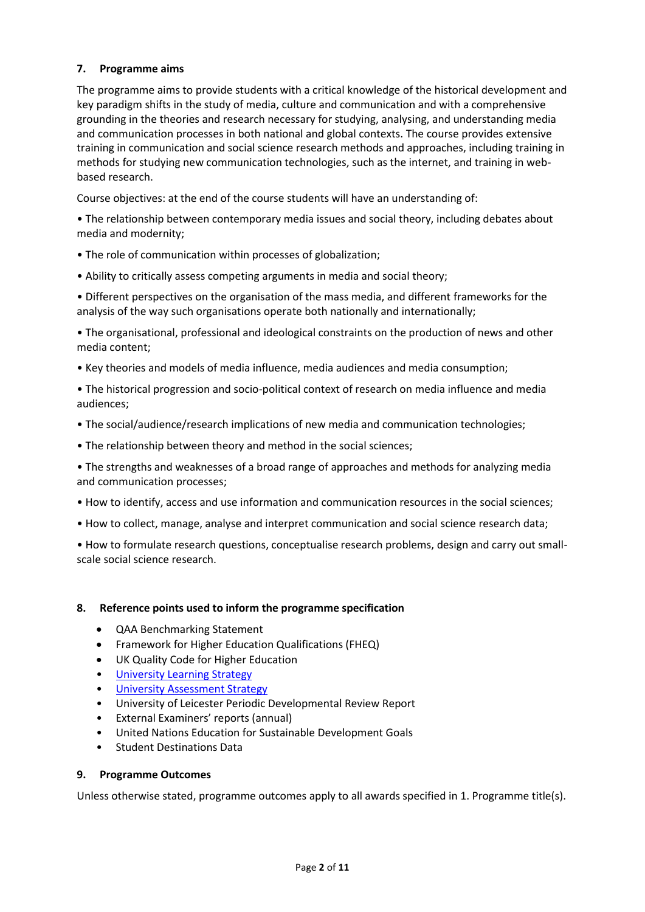## 7. Programme aims

The programme aims to provide students with a critical knowledge of the historical development and key paradigm shifts in the study of media, culture and communication and with a comprehensive grounding in the theories and research necessary for studying, analysing, and understanding media and communication processes in both national and global contexts. The course provides extensive training in communication and social science research methods and approaches, including training in methods for studying new communication technologies, such as the internet, and training in web-based research.

Course objectives: at the end of the course students will have an understanding of:

- The relationship between contemporary media issues and social theory, including debates about media and modernity;
- The role of communication within processes of globalization;
- Ability to critically assess competing arguments in media and social theory;
- Different perspectives on the organisation of the mass media, and different frameworks for the analysis of the way such organisations operate both nationally and internationally;
- The organisational, professional and ideological constraints on the production of news and other media content;
- Key theories and models of media influence, media audiences and media consumption;
- The historical progression and socio-political context of research on media influence and media audiences;
- The social/audience/research implications of new media and communication technologies;
- The relationship between theory and method in the social sciences;
- The strengths and weaknesses of a broad range of approaches and methods for analyzing media and communication processes;
- How to identify, access and use information and communication resources in the social sciences;
- How to collect, manage, analyse and interpret communication and social science research data;
- How to formulate research questions, conceptualise research problems, design and carry out small-scale social science research.

## 8. Reference points used to inform the programme specification

- QAA Benchmarking Statement
- Framework for Higher Education Qualifications (FHEQ)
- UK Quality Code for Higher Education
- University Learning Strategy
- University Assessment Strategy
- University of Leicester Periodic Developmental Review Report
- External Examiners' reports (annual)
- United Nations Education for Sustainable Development Goals
- Student Destinations Data

## 9. Programme Outcomes

Unless otherwise stated, programme outcomes apply to all awards specified in 1. Programme title(s).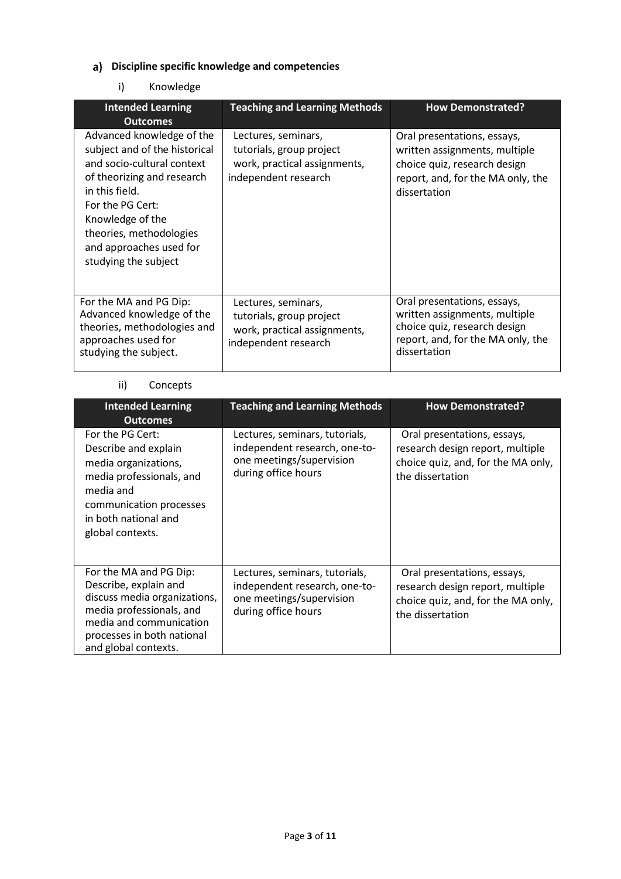### a) Discipline specific knowledge and competencies

i) Knowledge

| Intended Learning Outcomes | Teaching and Learning Methods | How Demonstrated? |
| --- | --- | --- |
| Advanced knowledge of the subject and of the historical and socio-cultural context of theorizing and research in this field. For the PG Cert: Knowledge of the theories, methodologies and approaches used for studying the subject | Lectures, seminars, tutorials, group project work, practical assignments, independent research | Oral presentations, essays, written assignments, multiple choice quiz, research design report, and, for the MA only, the dissertation |
| For the MA and PG Dip: Advanced knowledge of the theories, methodologies and approaches used for studying the subject. | Lectures, seminars, tutorials, group project work, practical assignments, independent research | Oral presentations, essays, written assignments, multiple choice quiz, research design report, and, for the MA only, the dissertation |

ii) Concepts

| Intended Learning Outcomes | Teaching and Learning Methods | How Demonstrated? |
| --- | --- | --- |
| For the PG Cert: Describe and explain media organizations, media professionals, and media and communication processes in both national and global contexts. | Lectures, seminars, tutorials, independent research, one-to-one meetings/supervision during office hours | Oral presentations, essays, research design report, multiple choice quiz, and, for the MA only, the dissertation |
| For the MA and PG Dip: Describe, explain and discuss media organizations, media professionals, and media and communication processes in both national and global contexts. | Lectures, seminars, tutorials, independent research, one-to-one meetings/supervision during office hours | Oral presentations, essays, research design report, multiple choice quiz, and, for the MA only, the dissertation |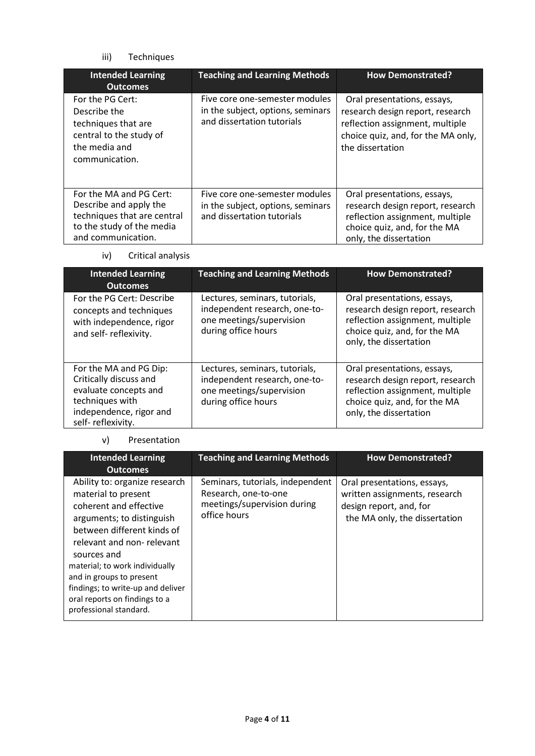iii) Techniques

| Intended Learning Outcomes | Teaching and Learning Methods | How Demonstrated? |
|---|---|---|
| For the PG Cert: Describe the techniques that are central to the study of the media and communication. | Five core one-semester modules in the subject, options, seminars and dissertation tutorials | Oral presentations, essays, research design report, research reflection assignment, multiple choice quiz, and, for the MA only, the dissertation |
| For the MA and PG Cert: Describe and apply the techniques that are central to the study of the media and communication. | Five core one-semester modules in the subject, options, seminars and dissertation tutorials | Oral presentations, essays, research design report, research reflection assignment, multiple choice quiz, and, for the MA only, the dissertation |

iv) Critical analysis

| Intended Learning Outcomes | Teaching and Learning Methods | How Demonstrated? |
|---|---|---|
| For the PG Cert: Describe concepts and techniques with independence, rigor and self- reflexivity. | Lectures, seminars, tutorials, independent research, one-to-one meetings/supervision during office hours | Oral presentations, essays, research design report, research reflection assignment, multiple choice quiz, and, for the MA only, the dissertation |
| For the MA and PG Dip: Critically discuss and evaluate concepts and techniques with independence, rigor and self- reflexivity. | Lectures, seminars, tutorials, independent research, one-to-one meetings/supervision during office hours | Oral presentations, essays, research design report, research reflection assignment, multiple choice quiz, and, for the MA only, the dissertation |

v) Presentation

| Intended Learning Outcomes | Teaching and Learning Methods | How Demonstrated? |
|---|---|---|
| Ability to: organize research material to present coherent and effective arguments; to distinguish between different kinds of relevant and non- relevant sources and material; to work individually and in groups to present findings; to write-up and deliver oral reports on findings to a professional standard. | Seminars, tutorials, independent Research, one-to-one meetings/supervision during office hours | Oral presentations, essays, written assignments, research design report, and, for the MA only, the dissertation |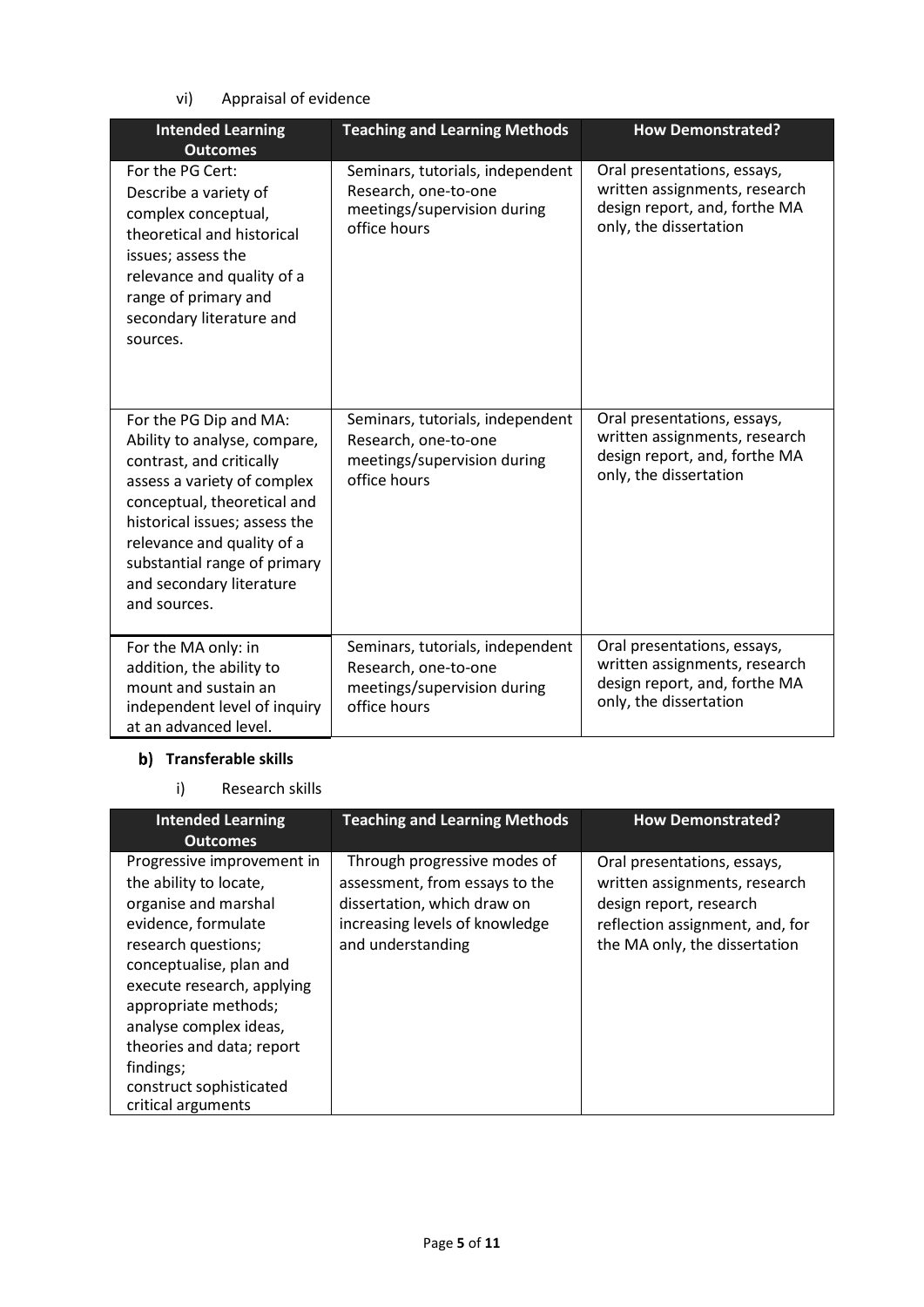vi) Appraisal of evidence

| Intended Learning Outcomes | Teaching and Learning Methods | How Demonstrated? |
|---|---|---|
| For the PG Cert: Describe a variety of complex conceptual, theoretical and historical issues; assess the relevance and quality of a range of primary and secondary literature and sources. | Seminars, tutorials, independent Research, one-to-one meetings/supervision during office hours | Oral presentations, essays, written assignments, research design report, and, forthe MA only, the dissertation |
| For the PG Dip and MA: Ability to analyse, compare, contrast, and critically assess a variety of complex conceptual, theoretical and historical issues; assess the relevance and quality of a substantial range of primary and secondary literature and sources. | Seminars, tutorials, independent Research, one-to-one meetings/supervision during office hours | Oral presentations, essays, written assignments, research design report, and, forthe MA only, the dissertation |
| For the MA only: in addition, the ability to mount and sustain an independent level of inquiry at an advanced level. | Seminars, tutorials, independent Research, one-to-one meetings/supervision during office hours | Oral presentations, essays, written assignments, research design report, and, forthe MA only, the dissertation |

**b) Transferable skills**

i) Research skills

| Intended Learning Outcomes | Teaching and Learning Methods | How Demonstrated? |
|---|---|---|
| Progressive improvement in the ability to locate, organise and marshal evidence, formulate research questions; conceptualise, plan and execute research, applying appropriate methods; analyse complex ideas, theories and data; report findings; construct sophisticated critical arguments | Through progressive modes of assessment, from essays to the dissertation, which draw on increasing levels of knowledge and understanding | Oral presentations, essays, written assignments, research design report, research reflection assignment, and, for the MA only, the dissertation |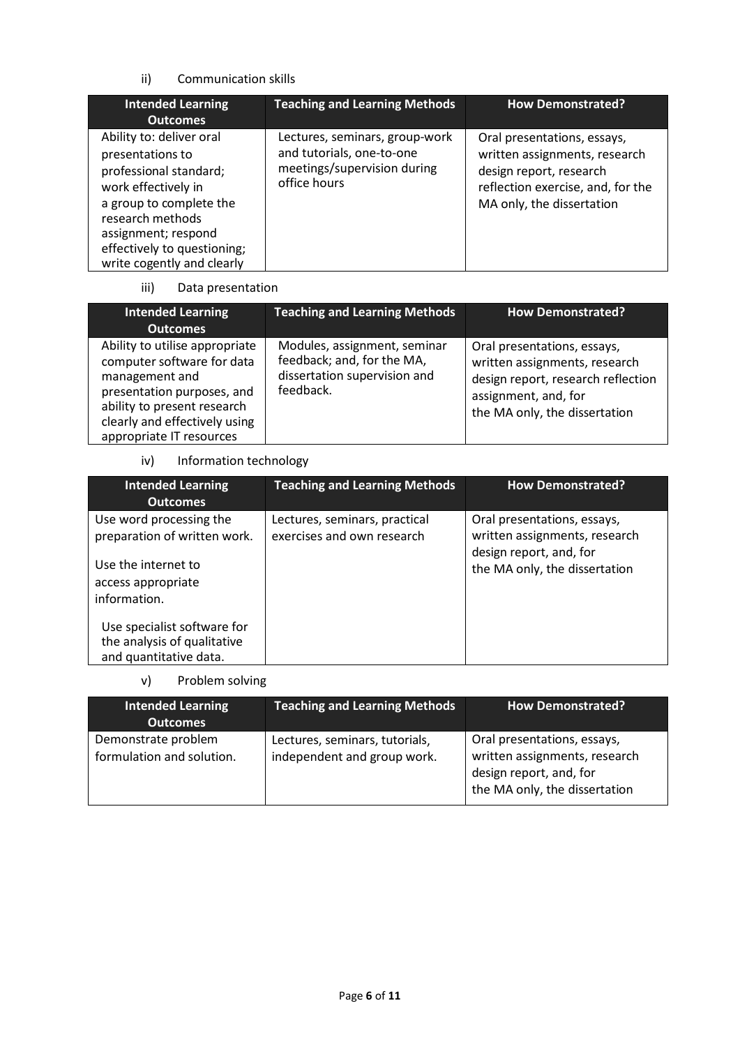ii) Communication skills

| Intended Learning Outcomes | Teaching and Learning Methods | How Demonstrated? |
| --- | --- | --- |
| Ability to: deliver oral presentations to professional standard; work effectively in a group to complete the research methods assignment; respond effectively to questioning; write cogently and clearly | Lectures, seminars, group-work and tutorials, one-to-one meetings/supervision during office hours | Oral presentations, essays, written assignments, research design report, research reflection exercise, and, for the MA only, the dissertation |

iii) Data presentation

| Intended Learning Outcomes | Teaching and Learning Methods | How Demonstrated? |
| --- | --- | --- |
| Ability to utilise appropriate computer software for data management and presentation purposes, and ability to present research clearly and effectively using appropriate IT resources | Modules, assignment, seminar feedback; and, for the MA, dissertation supervision and feedback. | Oral presentations, essays, written assignments, research design report, research reflection assignment, and, for the MA only, the dissertation |

iv) Information technology

| Intended Learning Outcomes | Teaching and Learning Methods | How Demonstrated? |
| --- | --- | --- |
| Use word processing the preparation of written work.<br><br>Use the internet to access appropriate information.<br><br>Use specialist software for the analysis of qualitative and quantitative data. | Lectures, seminars, practical exercises and own research | Oral presentations, essays, written assignments, research design report, and, for the MA only, the dissertation |

v) Problem solving

| Intended Learning Outcomes | Teaching and Learning Methods | How Demonstrated? |
| --- | --- | --- |
| Demonstrate problem formulation and solution. | Lectures, seminars, tutorials, independent and group work. | Oral presentations, essays, written assignments, research design report, and, for the MA only, the dissertation |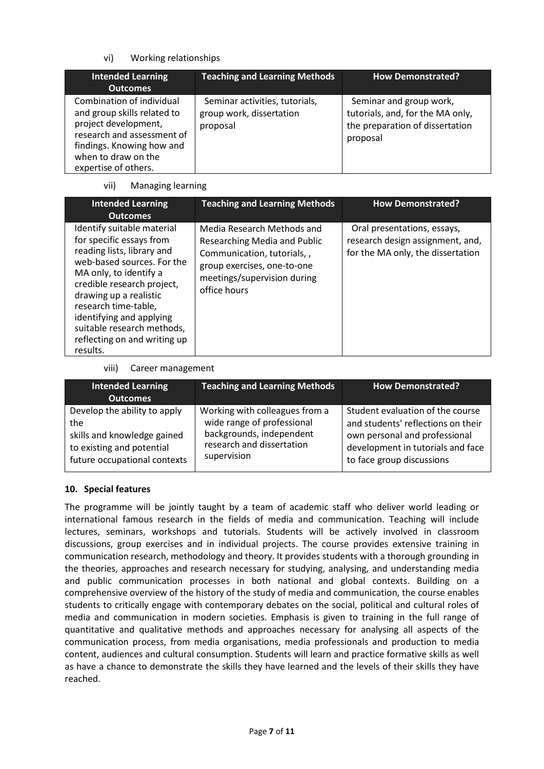vi) Working relationships

| Intended Learning Outcomes | Teaching and Learning Methods | How Demonstrated? |
|---|---|---|
| Combination of individual and group skills related to project development, research and assessment of findings. Knowing how and when to draw on the expertise of others. | Seminar activities, tutorials, group work, dissertation proposal | Seminar and group work, tutorials, and, for the MA only, the preparation of dissertation proposal |

vii) Managing learning

| Intended Learning Outcomes | Teaching and Learning Methods | How Demonstrated? |
|---|---|---|
| Identify suitable material for specific essays from reading lists, library and web-based sources. For the MA only, to identify a credible research project, drawing up a realistic research time-table, identifying and applying suitable research methods, reflecting on and writing up results. | Media Research Methods and Researching Media and Public Communication, tutorials, , group exercises, one-to-one meetings/supervision during office hours | Oral presentations, essays, research design assignment, and, for the MA only, the dissertation |

viii) Career management

| Intended Learning Outcomes | Teaching and Learning Methods | How Demonstrated? |
|---|---|---|
| Develop the ability to apply the skills and knowledge gained to existing and potential future occupational contexts | Working with colleagues from a wide range of professional backgrounds, independent research and dissertation supervision | Student evaluation of the course and students' reflections on their own personal and professional development in tutorials and face to face group discussions |

## 10. Special features

The programme will be jointly taught by a team of academic staff who deliver world leading or international famous research in the fields of media and communication. Teaching will include lectures, seminars, workshops and tutorials. Students will be actively involved in classroom discussions, group exercises and in individual projects. The course provides extensive training in communication research, methodology and theory. It provides students with a thorough grounding in the theories, approaches and research necessary for studying, analysing, and understanding media and public communication processes in both national and global contexts. Building on a comprehensive overview of the history of the study of media and communication, the course enables students to critically engage with contemporary debates on the social, political and cultural roles of media and communication in modern societies. Emphasis is given to training in the full range of quantitative and qualitative methods and approaches necessary for analysing all aspects of the communication process, from media organisations, media professionals and production to media content, audiences and cultural consumption. Students will learn and practice formative skills as well as have a chance to demonstrate the skills they have learned and the levels of their skills they have reached.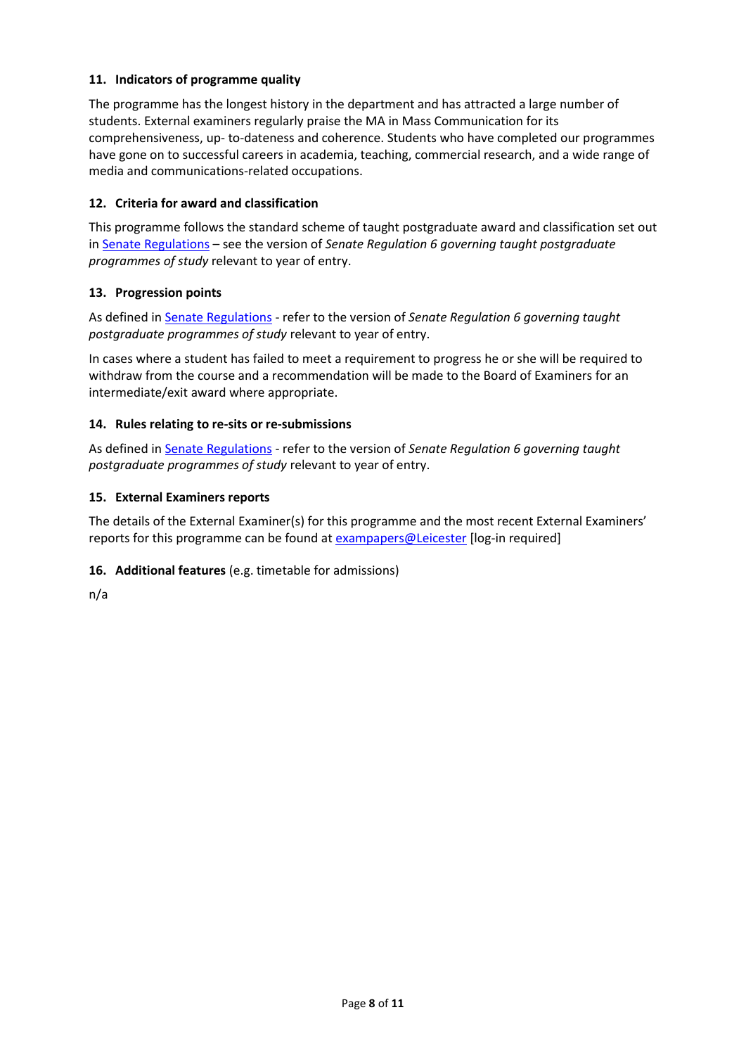### 11. Indicators of programme quality

The programme has the longest history in the department and has attracted a large number of students. External examiners regularly praise the MA in Mass Communication for its comprehensiveness, up- to-dateness and coherence. Students who have completed our programmes have gone on to successful careers in academia, teaching, commercial research, and a wide range of media and communications-related occupations.

### 12. Criteria for award and classification

This programme follows the standard scheme of taught postgraduate award and classification set out in Senate Regulations – see the version of *Senate Regulation 6 governing taught postgraduate programmes of study* relevant to year of entry.

### 13. Progression points

As defined in Senate Regulations - refer to the version of *Senate Regulation 6 governing taught postgraduate programmes of study* relevant to year of entry.

In cases where a student has failed to meet a requirement to progress he or she will be required to withdraw from the course and a recommendation will be made to the Board of Examiners for an intermediate/exit award where appropriate.

### 14. Rules relating to re-sits or re-submissions

As defined in Senate Regulations - refer to the version of *Senate Regulation 6 governing taught postgraduate programmes of study* relevant to year of entry.

### 15. External Examiners reports

The details of the External Examiner(s) for this programme and the most recent External Examiners' reports for this programme can be found at exampapers@Leicester [log-in required]

### 16. Additional features (e.g. timetable for admissions)

n/a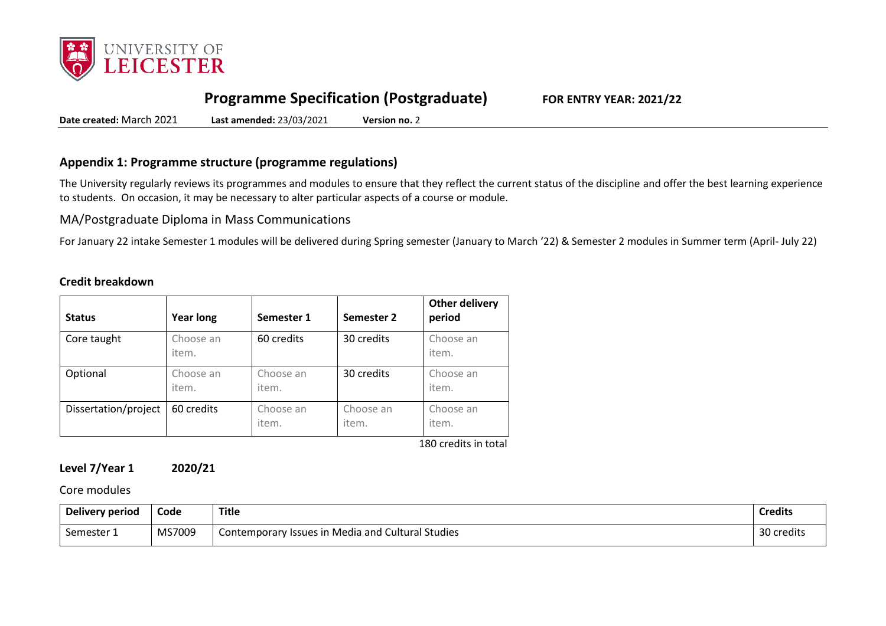# Programme Specification (Postgraduate) FOR ENTRY YEAR: 2021/22

**Date created:** March 2021 **Last amended:** 23/03/2021 **Version no.** 2

## Appendix 1: Programme structure (programme regulations)

The University regularly reviews its programmes and modules to ensure that they reflect the current status of the discipline and offer the best learning experience to students. On occasion, it may be necessary to alter particular aspects of a course or module.

### MA/Postgraduate Diploma in Mass Communications

For January 22 intake Semester 1 modules will be delivered during Spring semester (January to March '22) & Semester 2 modules in Summer term (April- July 22)

**Credit breakdown**

| Status | Year long | Semester 1 | Semester 2 | Other delivery period |
|---|---|---|---|---|
| Core taught | Choose an item. | 60 credits | 30 credits | Choose an item. |
| Optional | Choose an item. | Choose an item. | 30 credits | Choose an item. |
| Dissertation/project | 60 credits | Choose an item. | Choose an item. | Choose an item. |

180 credits in total

**Level 7/Year 1 2020/21**

Core modules

| Delivery period | Code | Title | Credits |
|---|---|---|---|
| Semester 1 | MS7009 | Contemporary Issues in Media and Cultural Studies | 30 credits |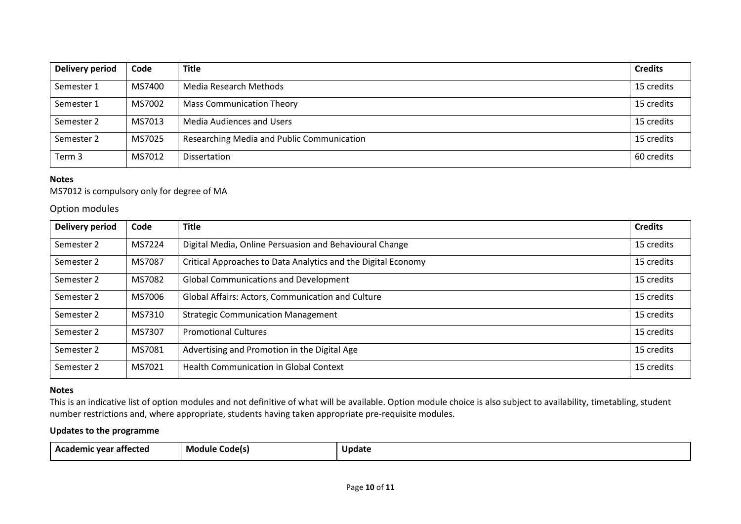| Delivery period | Code | Title | Credits |
|---|---|---|---|
| Semester 1 | MS7400 | Media Research Methods | 15 credits |
| Semester 1 | MS7002 | Mass Communication Theory | 15 credits |
| Semester 2 | MS7013 | Media Audiences and Users | 15 credits |
| Semester 2 | MS7025 | Researching Media and Public Communication | 15 credits |
| Term 3 | MS7012 | Dissertation | 60 credits |

**Notes**

MS7012 is compulsory only for degree of MA

## Option modules

| Delivery period | Code | Title | Credits |
|---|---|---|---|
| Semester 2 | MS7224 | Digital Media, Online Persuasion and Behavioural Change | 15 credits |
| Semester 2 | MS7087 | Critical Approaches to Data Analytics and the Digital Economy | 15 credits |
| Semester 2 | MS7082 | Global Communications and Development | 15 credits |
| Semester 2 | MS7006 | Global Affairs: Actors, Communication and Culture | 15 credits |
| Semester 2 | MS7310 | Strategic Communication Management | 15 credits |
| Semester 2 | MS7307 | Promotional Cultures | 15 credits |
| Semester 2 | MS7081 | Advertising and Promotion in the Digital Age | 15 credits |
| Semester 2 | MS7021 | Health Communication in Global Context | 15 credits |

**Notes**

This is an indicative list of option modules and not definitive of what will be available. Option module choice is also subject to availability, timetabling, student number restrictions and, where appropriate, students having taken appropriate pre-requisite modules.

**Updates to the programme**

| Academic year affected | Module Code(s) | Update |
|---|---|---|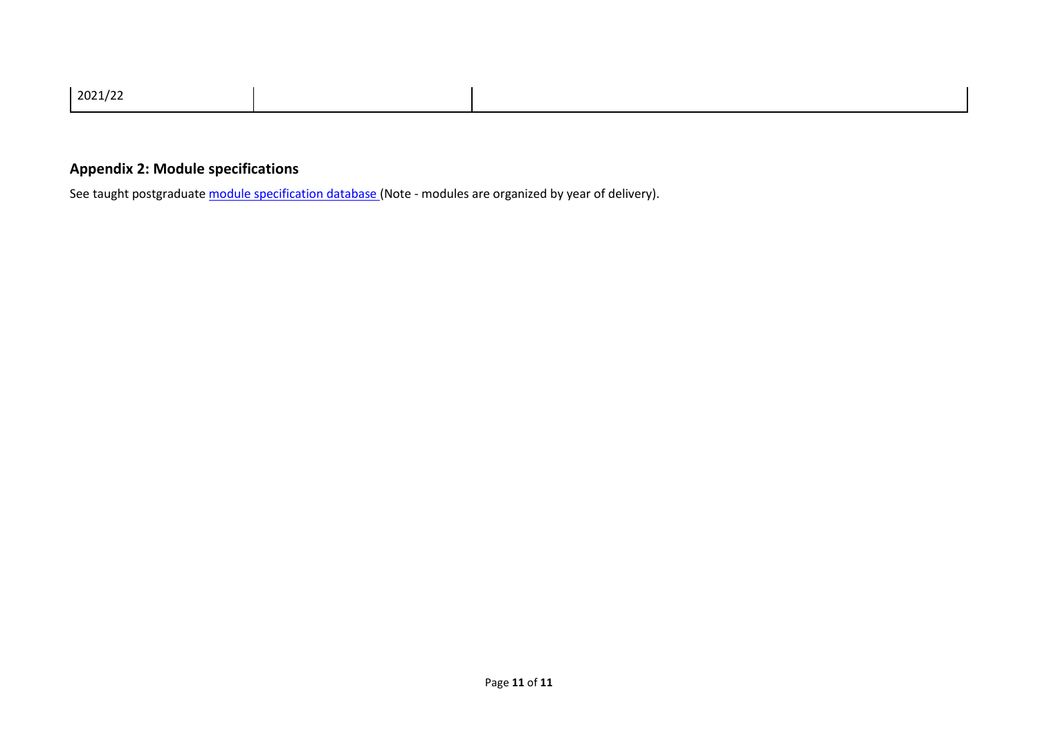| | | |
|---|---|---|
| 2021/22 | | |

## Appendix 2: Module specifications

See taught postgraduate module specification database (Note - modules are organized by year of delivery).